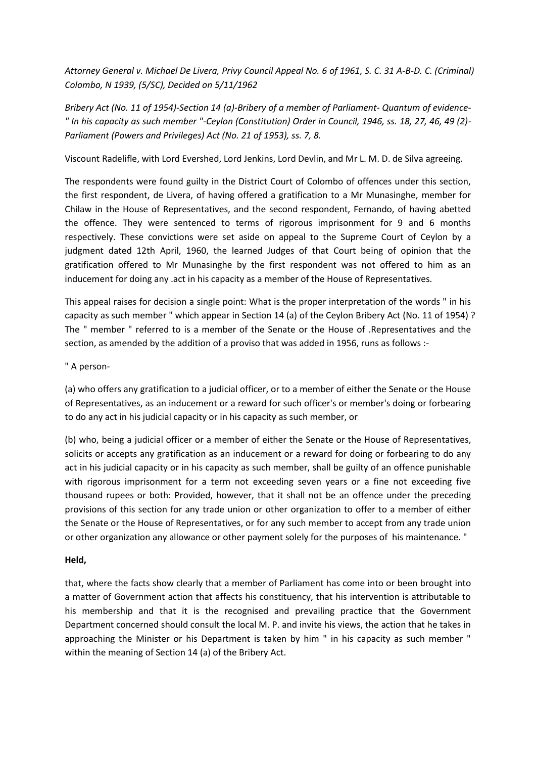*Attorney General v. Michael De Livera, Privy Council Appeal No. 6 of 1961, S. C. 31 A-B-D. C. (Criminal) Colombo, N 1939, (5/SC), Decided on 5/11/1962*

*Bribery Act (No. 11 of 1954)-Section 14 (a)-Bribery of a member of Parliament- Quantum of evidence- " In his capacity as such member "-Ceylon (Constitution) Order in Council, 1946, ss. 18, 27, 46, 49 (2)- Parliament (Powers and Privileges) Act (No. 21 of 1953), ss. 7, 8.*

Viscount Radelifle, with Lord Evershed, Lord Jenkins, Lord Devlin, and Mr L. M. D. de Silva agreeing.

The respondents were found guilty in the District Court of Colombo of offences under this section, the first respondent, de Livera, of having offered a gratification to a Mr Munasinghe, member for Chilaw in the House of Representatives, and the second respondent, Fernando, of having abetted the offence. They were sentenced to terms of rigorous imprisonment for 9 and 6 months respectively. These convictions were set aside on appeal to the Supreme Court of Ceylon by a judgment dated 12th April, 1960, the learned Judges of that Court being of opinion that the gratification offered to Mr Munasinghe by the first respondent was not offered to him as an inducement for doing any .act in his capacity as a member of the House of Representatives.

This appeal raises for decision a single point: What is the proper interpretation of the words " in his capacity as such member " which appear in Section 14 (a) of the Ceylon Bribery Act (No. 11 of 1954) ? The " member " referred to is a member of the Senate or the House of .Representatives and the section, as amended by the addition of a proviso that was added in 1956, runs as follows :-

" A person-

(a) who offers any gratification to a judicial officer, or to a member of either the Senate or the House of Representatives, as an inducement or a reward for such officer's or member's doing or forbearing to do any act in his judicial capacity or in his capacity as such member, or

(b) who, being a judicial officer or a member of either the Senate or the House of Representatives, solicits or accepts any gratification as an inducement or a reward for doing or forbearing to do any act in his judicial capacity or in his capacity as such member, shall be guilty of an offence punishable with rigorous imprisonment for a term not exceeding seven years or a fine not exceeding five thousand rupees or both: Provided, however, that it shall not be an offence under the preceding provisions of this section for any trade union or other organization to offer to a member of either the Senate or the House of Representatives, or for any such member to accept from any trade union or other organization any allowance or other payment solely for the purposes of his maintenance. "

**Held,**

that, where the facts show clearly that a member of Parliament has come into or been brought into a matter of Government action that affects his constituency, that his intervention is attributable to his membership and that it is the recognised and prevailing practice that the Government Department concerned should consult the local M. P. and invite his views, the action that he takes in approaching the Minister or his Department is taken by him " in his capacity as such member " within the meaning of Section 14 (a) of the Bribery Act.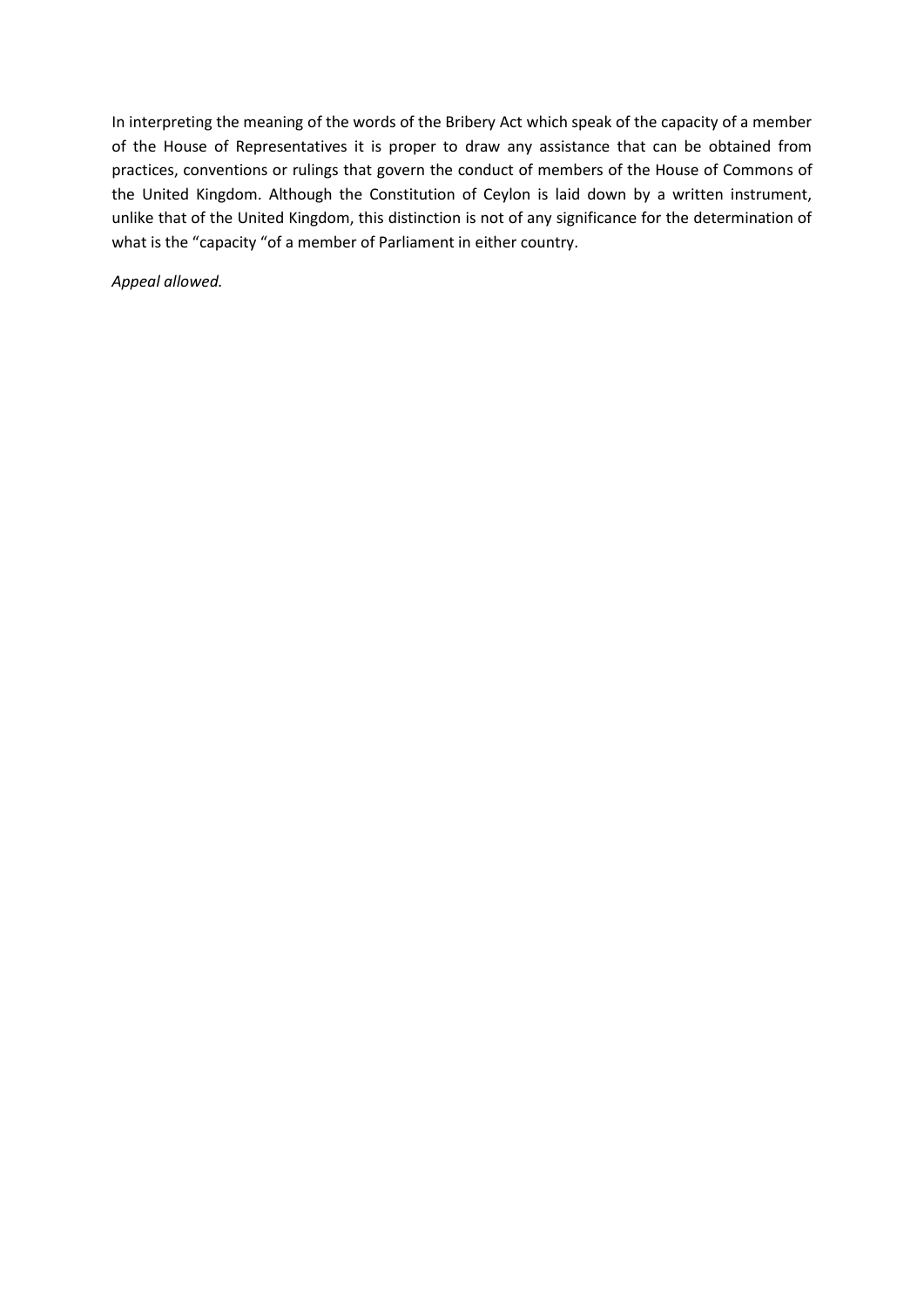In interpreting the meaning of the words of the Bribery Act which speak of the capacity of a member of the House of Representatives it is proper to draw any assistance that can be obtained from practices, conventions or rulings that govern the conduct of members of the House of Commons of the United Kingdom. Although the Constitution of Ceylon is laid down by a written instrument, unlike that of the United Kingdom, this distinction is not of any significance for the determination of what is the "capacity "of a member of Parliament in either country.

*Appeal allowed.*